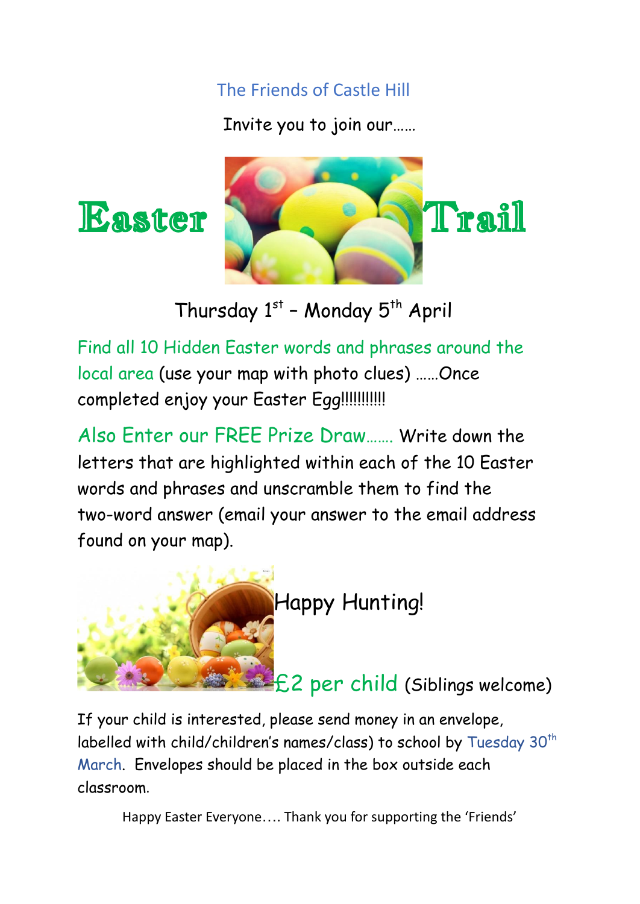The Friends of Castle Hill

Invite you to join our……

# Easter Trail

Thursday 1st – Monday 5th April

Find all 10 Hidden Easter words and phrases around the local area (use your map with photo clues) ……Once completed enjoy your Easter Egg!!!!!!!!!!!

Also Enter our FREE Prize Draw……. Write down the letters that are highlighted within each of the 10 Easter words and phrases and unscramble them to find the two-word answer (email your answer to the email address found on your map).

Happy Hunting!

£2 per child (Siblings welcome)

If your child is interested, please send money in an envelope, labelled with child/children's names/class) to school by Tuesday 30th March. Envelopes should be placed in the box outside each classroom.

Happy Easter Everyone…. Thank you for supporting the 'Friends'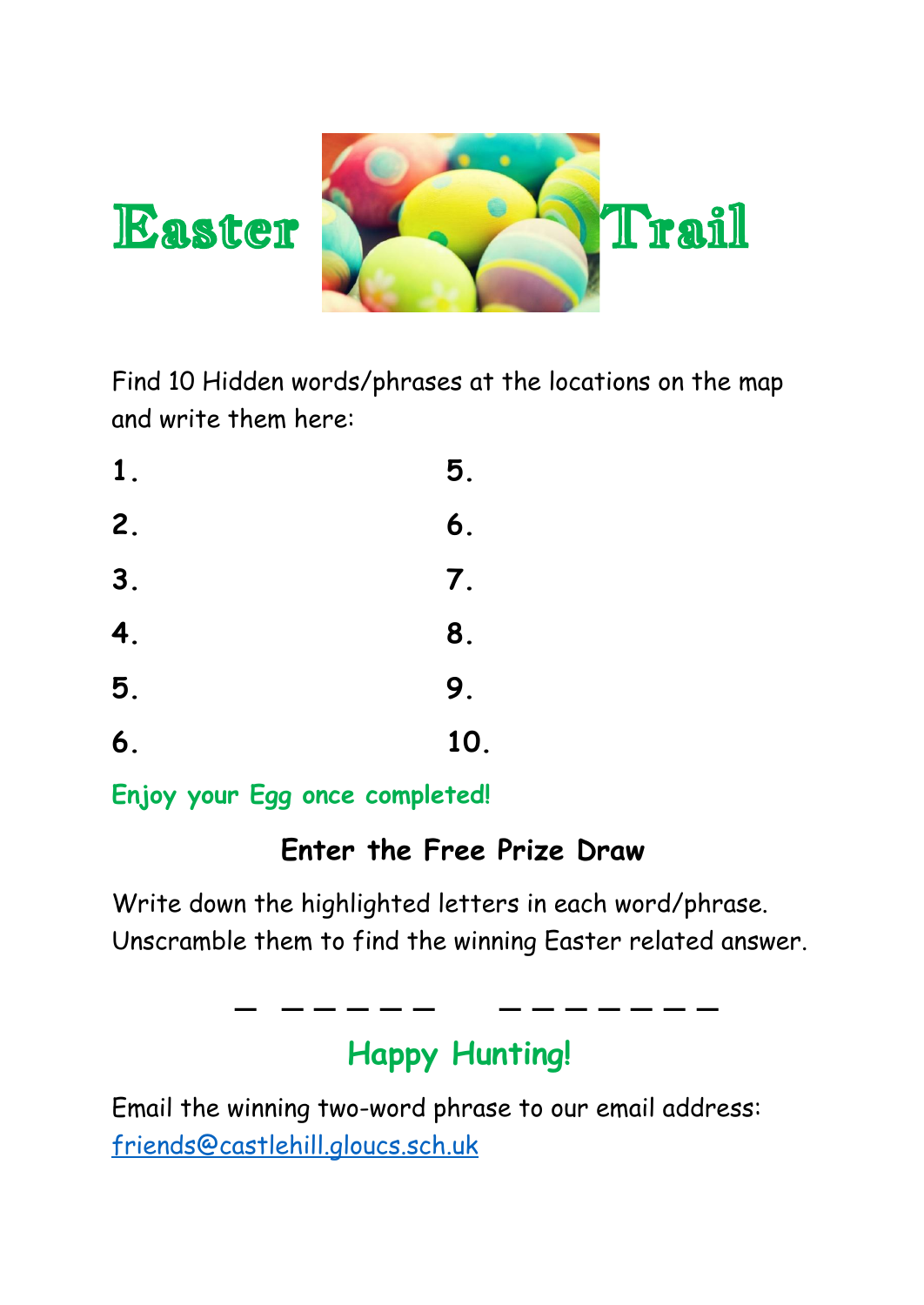# Easter Trail

Find 10 Hidden words/phrases at the locations on the map and write them here:

| | |
|---|---|
| 1. | 5. |
| 2. | 6. |
| 3. | 7. |
| 4. | 8. |
| 5. | 9. |
| 6. | 10. |

**Enjoy your Egg once completed!**

## Enter the Free Prize Draw

Write down the highlighted letters in each word/phrase. Unscramble them to find the winning Easter related answer.

_ _ _ _ _ _     _ _ _ _ _ _ _ _

## Happy Hunting!

Email the winning two-word phrase to our email address: [friends@castlehill.gloucs.sch.uk](mailto:friends@castlehill.gloucs.sch.uk)